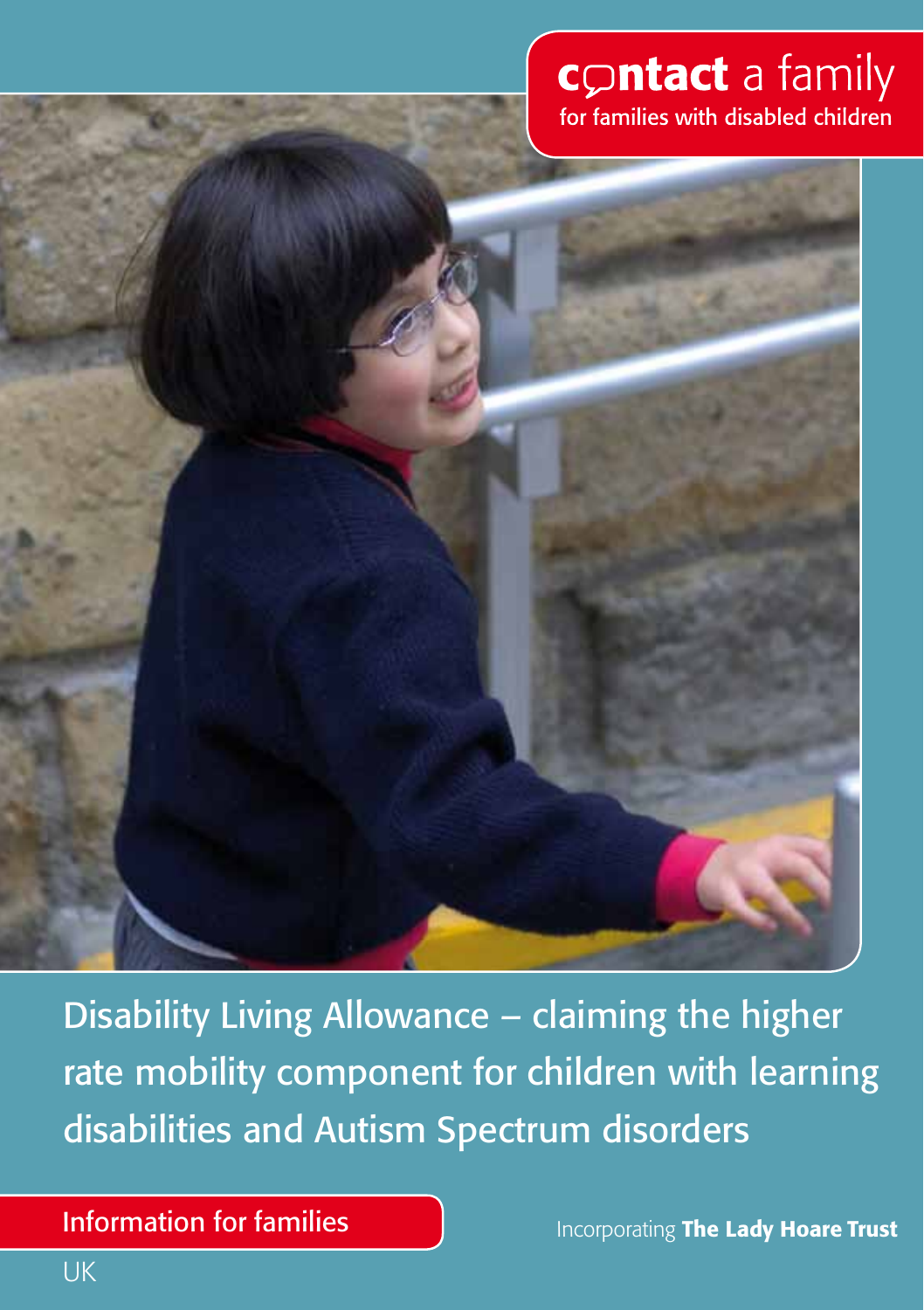**contact** a family
for families with disabled children

# Disability Living Allowance – claiming the higher rate mobility component for children with learning disabilities and Autism Spectrum disorders

Information for families

Incorporating **The Lady Hoare Trust**

UK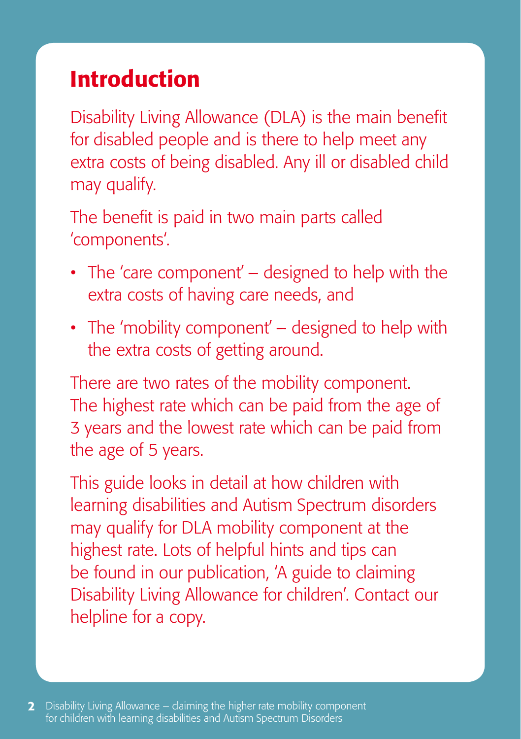# Introduction

Disability Living Allowance (DLA) is the main benefit for disabled people and is there to help meet any extra costs of being disabled. Any ill or disabled child may qualify.

The benefit is paid in two main parts called 'components'.

- The 'care component' – designed to help with the extra costs of having care needs, and
- The 'mobility component' – designed to help with the extra costs of getting around.

There are two rates of the mobility component. The highest rate which can be paid from the age of 3 years and the lowest rate which can be paid from the age of 5 years.

This guide looks in detail at how children with learning disabilities and Autism Spectrum disorders may qualify for DLA mobility component at the highest rate. Lots of helpful hints and tips can be found in our publication, 'A guide to claiming Disability Living Allowance for children'. Contact our helpline for a copy.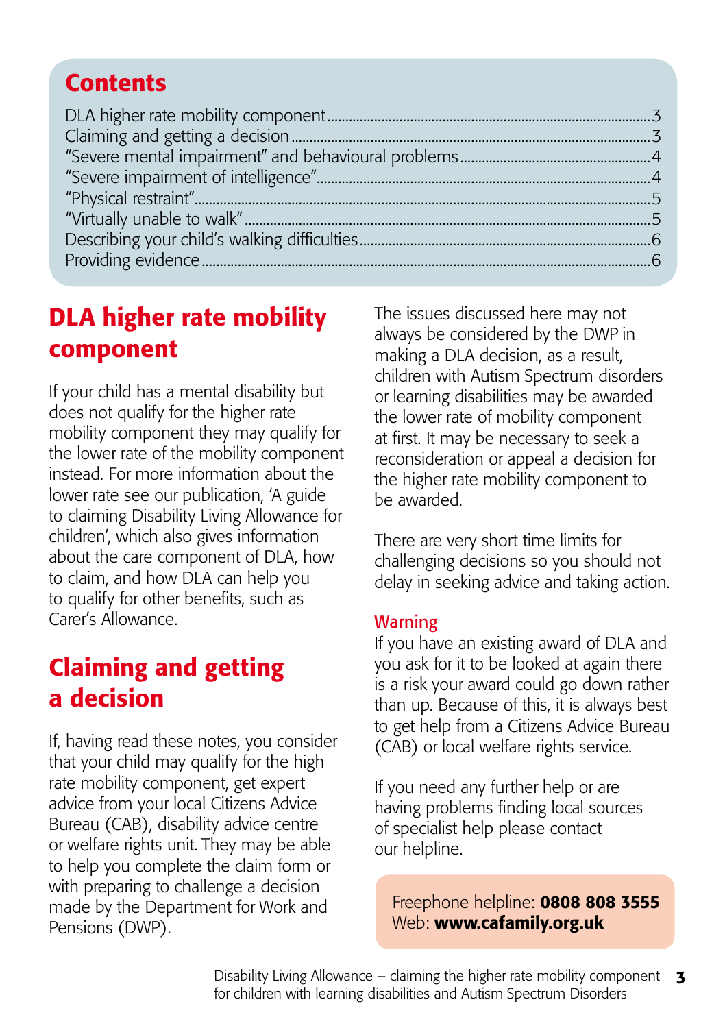## Contents

| | |
|---|---|
| DLA higher rate mobility component | 3 |
| Claiming and getting a decision | 3 |
| "Severe mental impairment" and behavioural problems | 4 |
| "Severe impairment of intelligence" | 4 |
| "Physical restraint" | 5 |
| "Virtually unable to walk" | 5 |
| Describing your child's walking difficulties | 6 |
| Providing evidence | 6 |

## DLA higher rate mobility component

If your child has a mental disability but does not qualify for the higher rate mobility component they may qualify for the lower rate of the mobility component instead. For more information about the lower rate see our publication, 'A guide to claiming Disability Living Allowance for children', which also gives information about the care component of DLA, how to claim, and how DLA can help you to qualify for other benefits, such as Carer's Allowance.

## Claiming and getting a decision

If, having read these notes, you consider that your child may qualify for the high rate mobility component, get expert advice from your local Citizens Advice Bureau (CAB), disability advice centre or welfare rights unit. They may be able to help you complete the claim form or with preparing to challenge a decision made by the Department for Work and Pensions (DWP).

The issues discussed here may not always be considered by the DWP in making a DLA decision, as a result, children with Autism Spectrum disorders or learning disabilities may be awarded the lower rate of mobility component at first. It may be necessary to seek a reconsideration or appeal a decision for the higher rate mobility component to be awarded.

There are very short time limits for challenging decisions so you should not delay in seeking advice and taking action.

### Warning

If you have an existing award of DLA and you ask for it to be looked at again there is a risk your award could go down rather than up. Because of this, it is always best to get help from a Citizens Advice Bureau (CAB) or local welfare rights service.

If you need any further help or are having problems finding local sources of specialist help please contact our helpline.

Freephone helpline: **0808 808 3555**
Web: **www.cafamily.org.uk**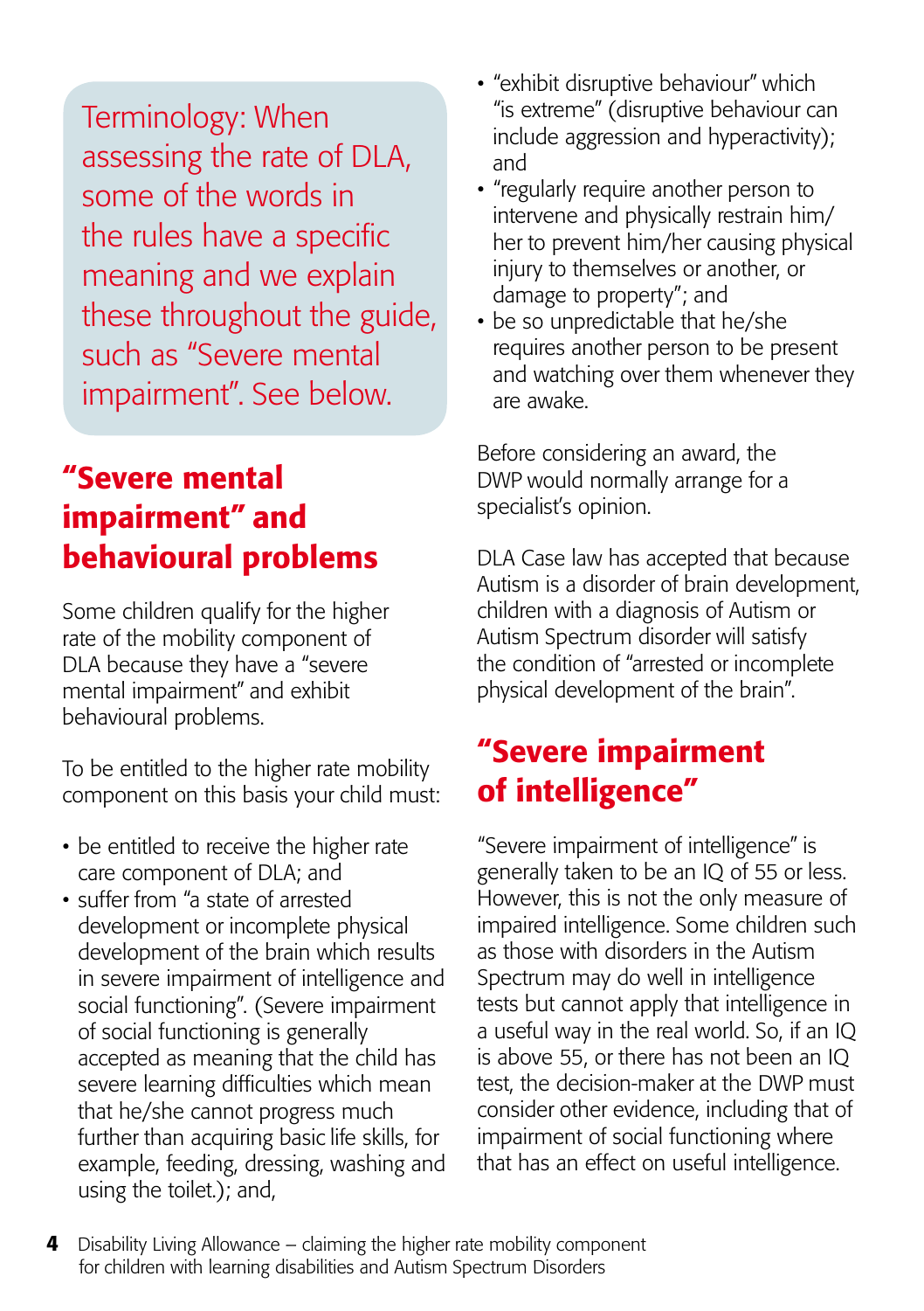Terminology: When assessing the rate of DLA, some of the words in the rules have a specific meaning and we explain these throughout the guide, such as "Severe mental impairment". See below.

## "Severe mental impairment" and behavioural problems

Some children qualify for the higher rate of the mobility component of DLA because they have a "severe mental impairment" and exhibit behavioural problems.

To be entitled to the higher rate mobility component on this basis your child must:

- be entitled to receive the higher rate care component of DLA; and
- suffer from "a state of arrested development or incomplete physical development of the brain which results in severe impairment of intelligence and social functioning". (Severe impairment of social functioning is generally accepted as meaning that the child has severe learning difficulties which mean that he/she cannot progress much further than acquiring basic life skills, for example, feeding, dressing, washing and using the toilet.); and,
- "exhibit disruptive behaviour" which "is extreme" (disruptive behaviour can include aggression and hyperactivity); and
- "regularly require another person to intervene and physically restrain him/her to prevent him/her causing physical injury to themselves or another, or damage to property"; and
- be so unpredictable that he/she requires another person to be present and watching over them whenever they are awake.

Before considering an award, the DWP would normally arrange for a specialist's opinion.

DLA Case law has accepted that because Autism is a disorder of brain development, children with a diagnosis of Autism or Autism Spectrum disorder will satisfy the condition of "arrested or incomplete physical development of the brain".

## "Severe impairment of intelligence"

"Severe impairment of intelligence" is generally taken to be an IQ of 55 or less. However, this is not the only measure of impaired intelligence. Some children such as those with disorders in the Autism Spectrum may do well in intelligence tests but cannot apply that intelligence in a useful way in the real world. So, if an IQ is above 55, or there has not been an IQ test, the decision-maker at the DWP must consider other evidence, including that of impairment of social functioning where that has an effect on useful intelligence.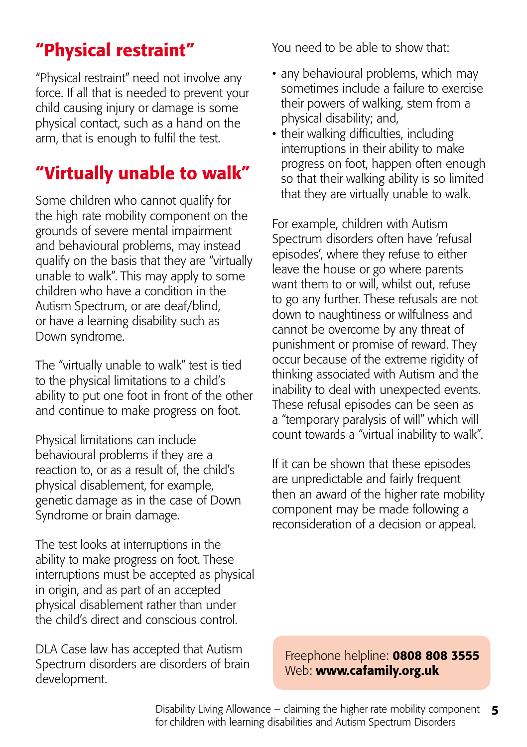## "Physical restraint"

"Physical restraint" need not involve any force. If all that is needed to prevent your child causing injury or damage is some physical contact, such as a hand on the arm, that is enough to fulfil the test.

## "Virtually unable to walk"

Some children who cannot qualify for the high rate mobility component on the grounds of severe mental impairment and behavioural problems, may instead qualify on the basis that they are "virtually unable to walk". This may apply to some children who have a condition in the Autism Spectrum, or are deaf/blind, or have a learning disability such as Down syndrome.

The "virtually unable to walk" test is tied to the physical limitations to a child's ability to put one foot in front of the other and continue to make progress on foot.

Physical limitations can include behavioural problems if they are a reaction to, or as a result of, the child's physical disablement, for example, genetic damage as in the case of Down Syndrome or brain damage.

The test looks at interruptions in the ability to make progress on foot. These interruptions must be accepted as physical in origin, and as part of an accepted physical disablement rather than under the child's direct and conscious control.

DLA Case law has accepted that Autism Spectrum disorders are disorders of brain development.

You need to be able to show that:

- any behavioural problems, which may sometimes include a failure to exercise their powers of walking, stem from a physical disability; and,
- their walking difficulties, including interruptions in their ability to make progress on foot, happen often enough so that their walking ability is so limited that they are virtually unable to walk.

For example, children with Autism Spectrum disorders often have 'refusal episodes', where they refuse to either leave the house or go where parents want them to or will, whilst out, refuse to go any further. These refusals are not down to naughtiness or wilfulness and cannot be overcome by any threat of punishment or promise of reward. They occur because of the extreme rigidity of thinking associated with Autism and the inability to deal with unexpected events. These refusal episodes can be seen as a "temporary paralysis of will" which will count towards a "virtual inability to walk".

If it can be shown that these episodes are unpredictable and fairly frequent then an award of the higher rate mobility component may be made following a reconsideration of a decision or appeal.

Freephone helpline: **0808 808 3555**
Web: **www.cafamily.org.uk**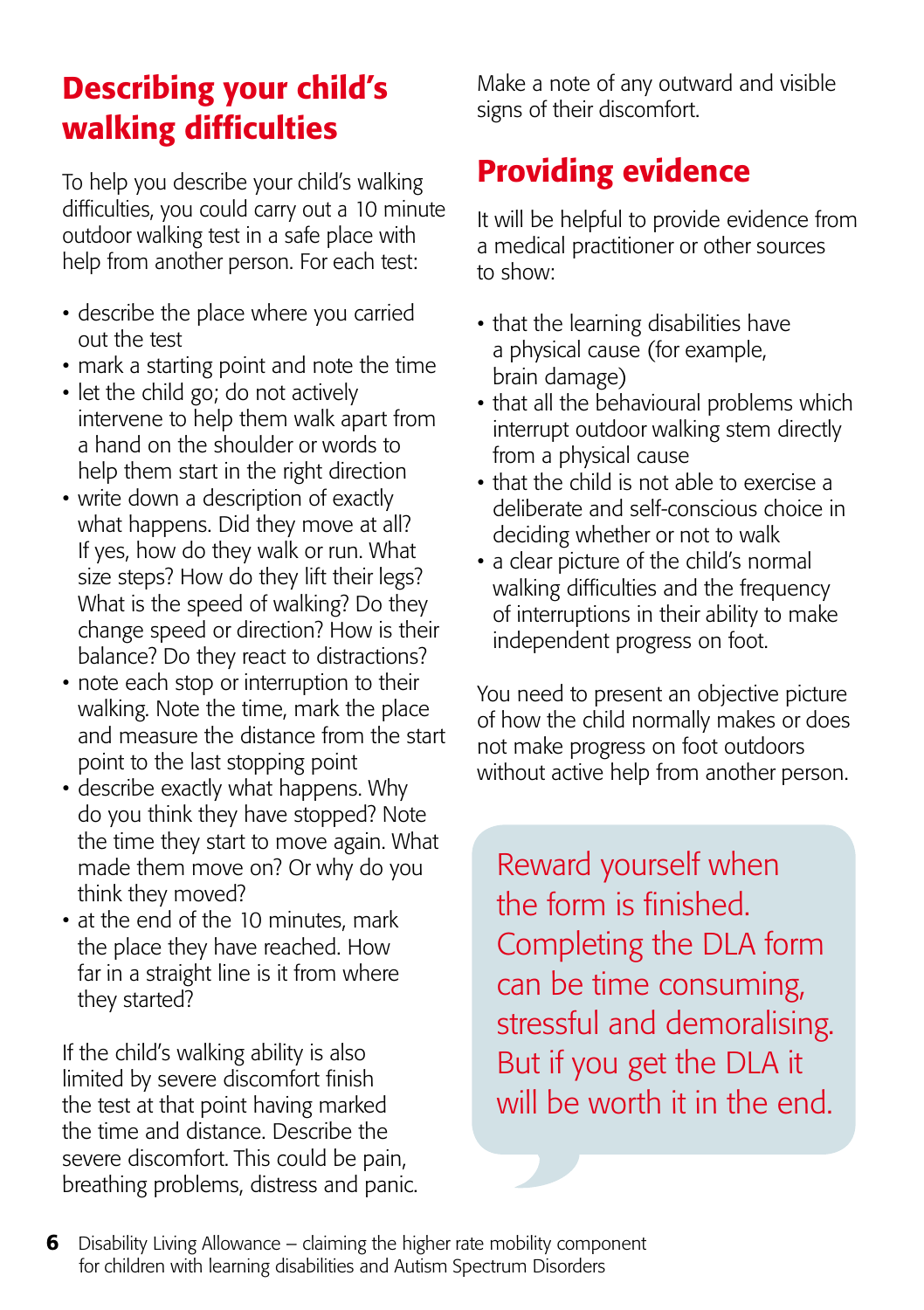## Describing your child's walking difficulties

To help you describe your child's walking difficulties, you could carry out a 10 minute outdoor walking test in a safe place with help from another person. For each test:

- describe the place where you carried out the test
- mark a starting point and note the time
- let the child go; do not actively intervene to help them walk apart from a hand on the shoulder or words to help them start in the right direction
- write down a description of exactly what happens. Did they move at all? If yes, how do they walk or run. What size steps? How do they lift their legs? What is the speed of walking? Do they change speed or direction? How is their balance? Do they react to distractions?
- note each stop or interruption to their walking. Note the time, mark the place and measure the distance from the start point to the last stopping point
- describe exactly what happens. Why do you think they have stopped? Note the time they start to move again. What made them move on? Or why do you think they moved?
- at the end of the 10 minutes, mark the place they have reached. How far in a straight line is it from where they started?

If the child's walking ability is also limited by severe discomfort finish the test at that point having marked the time and distance. Describe the severe discomfort. This could be pain, breathing problems, distress and panic. Make a note of any outward and visible signs of their discomfort.

## Providing evidence

It will be helpful to provide evidence from a medical practitioner or other sources to show:

- that the learning disabilities have a physical cause (for example, brain damage)
- that all the behavioural problems which interrupt outdoor walking stem directly from a physical cause
- that the child is not able to exercise a deliberate and self-conscious choice in deciding whether or not to walk
- a clear picture of the child's normal walking difficulties and the frequency of interruptions in their ability to make independent progress on foot.

You need to present an objective picture of how the child normally makes or does not make progress on foot outdoors without active help from another person.

> Reward yourself when the form is finished. Completing the DLA form can be time consuming, stressful and demoralising. But if you get the DLA it will be worth it in the end.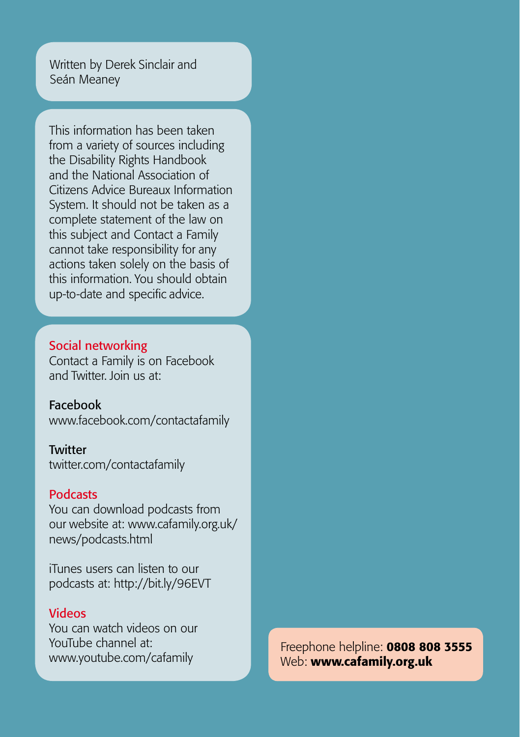Written by Derek Sinclair and Seán Meaney

This information has been taken from a variety of sources including the Disability Rights Handbook and the National Association of Citizens Advice Bureaux Information System. It should not be taken as a complete statement of the law on this subject and Contact a Family cannot take responsibility for any actions taken solely on the basis of this information. You should obtain up-to-date and specific advice.

## Social networking

Contact a Family is on Facebook and Twitter. Join us at:

**Facebook**
www.facebook.com/contactafamily

**Twitter**
twitter.com/contactafamily

## Podcasts

You can download podcasts from our website at: www.cafamily.org.uk/news/podcasts.html

iTunes users can listen to our podcasts at: http://bit.ly/96EVT

## Videos

You can watch videos on our YouTube channel at: www.youtube.com/cafamily

Freephone helpline: **0808 808 3555**
Web: **www.cafamily.org.uk**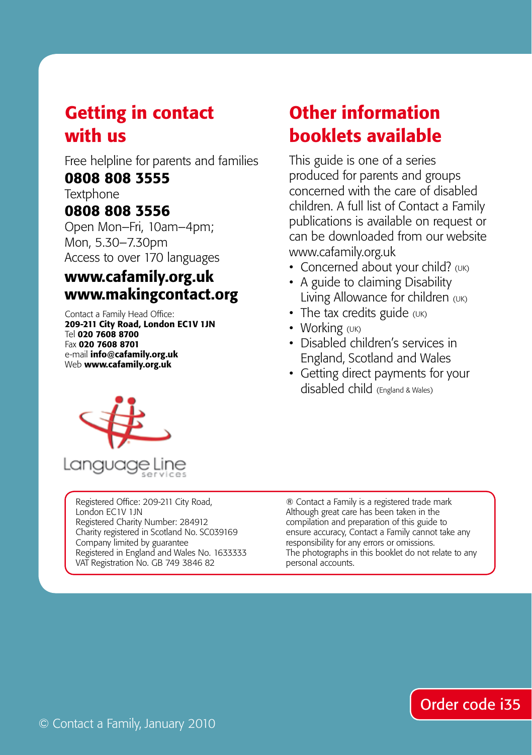## Getting in contact with us

Free helpline for parents and families

**0808 808 3555**

Textphone

**0808 808 3556**

Open Mon–Fri, 10am–4pm;
Mon, 5.30–7.30pm
Access to over 170 languages

**www.cafamily.org.uk**
**www.makingcontact.org**

Contact a Family Head Office:
**209-211 City Road, London EC1V 1JN**
Tel **020 7608 8700**
Fax **020 7608 8701**
e-mail **info@cafamily.org.uk**
Web **www.cafamily.org.uk**

Language Line services

## Other information booklets available

This guide is one of a series produced for parents and groups concerned with the care of disabled children. A full list of Contact a Family publications is available on request or can be downloaded from our website www.cafamily.org.uk

- Concerned about your child? (UK)
- A guide to claiming Disability Living Allowance for children (UK)
- The tax credits guide (UK)
- Working (UK)
- Disabled children's services in England, Scotland and Wales
- Getting direct payments for your disabled child (England & Wales)

Registered Office: 209-211 City Road, London EC1V 1JN
Registered Charity Number: 284912
Charity registered in Scotland No. SC039169
Company limited by guarantee
Registered in England and Wales No. 1633333
VAT Registration No. GB 749 3846 82

® Contact a Family is a registered trade mark
Although great care has been taken in the compilation and preparation of this guide to ensure accuracy, Contact a Family cannot take any responsibility for any errors or omissions.
The photographs in this booklet do not relate to any personal accounts.

Order code i35

© Contact a Family, January 2010